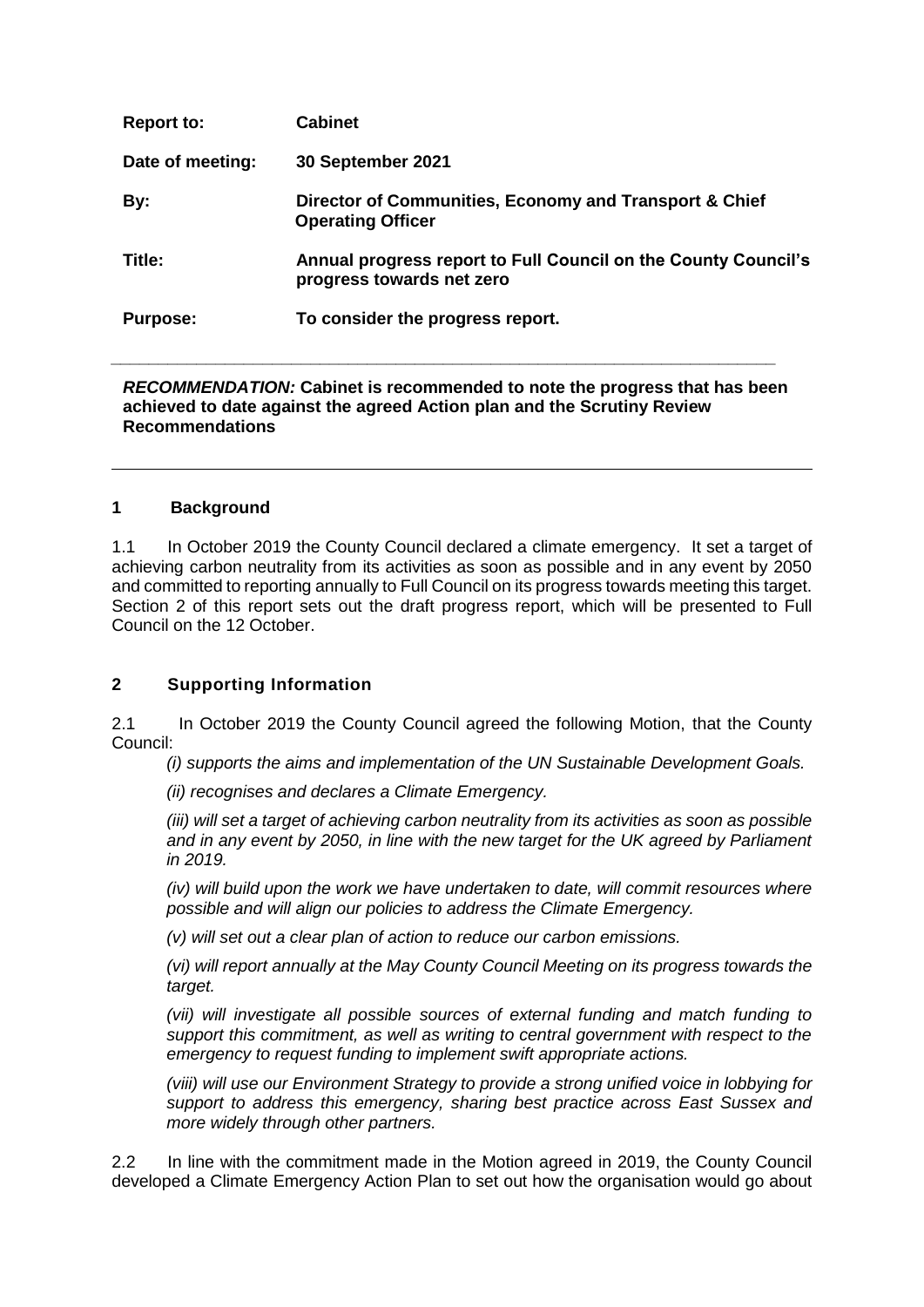| | |
|---|---|
| **Report to:** | **Cabinet** |
| **Date of meeting:** | **30 September 2021** |
| **By:** | **Director of Communities, Economy and Transport & Chief Operating Officer** |
| **Title:** | **Annual progress report to Full Council on the County Council's progress towards net zero** |
| **Purpose:** | **To consider the progress report.** |

***RECOMMENDATION:*** **Cabinet is recommended to note the progress that has been achieved to date against the agreed Action plan and the Scrutiny Review Recommendations**

---

## 1 Background

1.1 In October 2019 the County Council declared a climate emergency. It set a target of achieving carbon neutrality from its activities as soon as possible and in any event by 2050 and committed to reporting annually to Full Council on its progress towards meeting this target. Section 2 of this report sets out the draft progress report, which will be presented to Full Council on the 12 October.

## 2 Supporting Information

2.1 In October 2019 the County Council agreed the following Motion, that the County Council:

*(i) supports the aims and implementation of the UN Sustainable Development Goals.*

*(ii) recognises and declares a Climate Emergency.*

*(iii) will set a target of achieving carbon neutrality from its activities as soon as possible and in any event by 2050, in line with the new target for the UK agreed by Parliament in 2019.*

*(iv) will build upon the work we have undertaken to date, will commit resources where possible and will align our policies to address the Climate Emergency.*

*(v) will set out a clear plan of action to reduce our carbon emissions.*

*(vi) will report annually at the May County Council Meeting on its progress towards the target.*

*(vii) will investigate all possible sources of external funding and match funding to support this commitment, as well as writing to central government with respect to the emergency to request funding to implement swift appropriate actions.*

*(viii) will use our Environment Strategy to provide a strong unified voice in lobbying for support to address this emergency, sharing best practice across East Sussex and more widely through other partners.*

2.2 In line with the commitment made in the Motion agreed in 2019, the County Council developed a Climate Emergency Action Plan to set out how the organisation would go about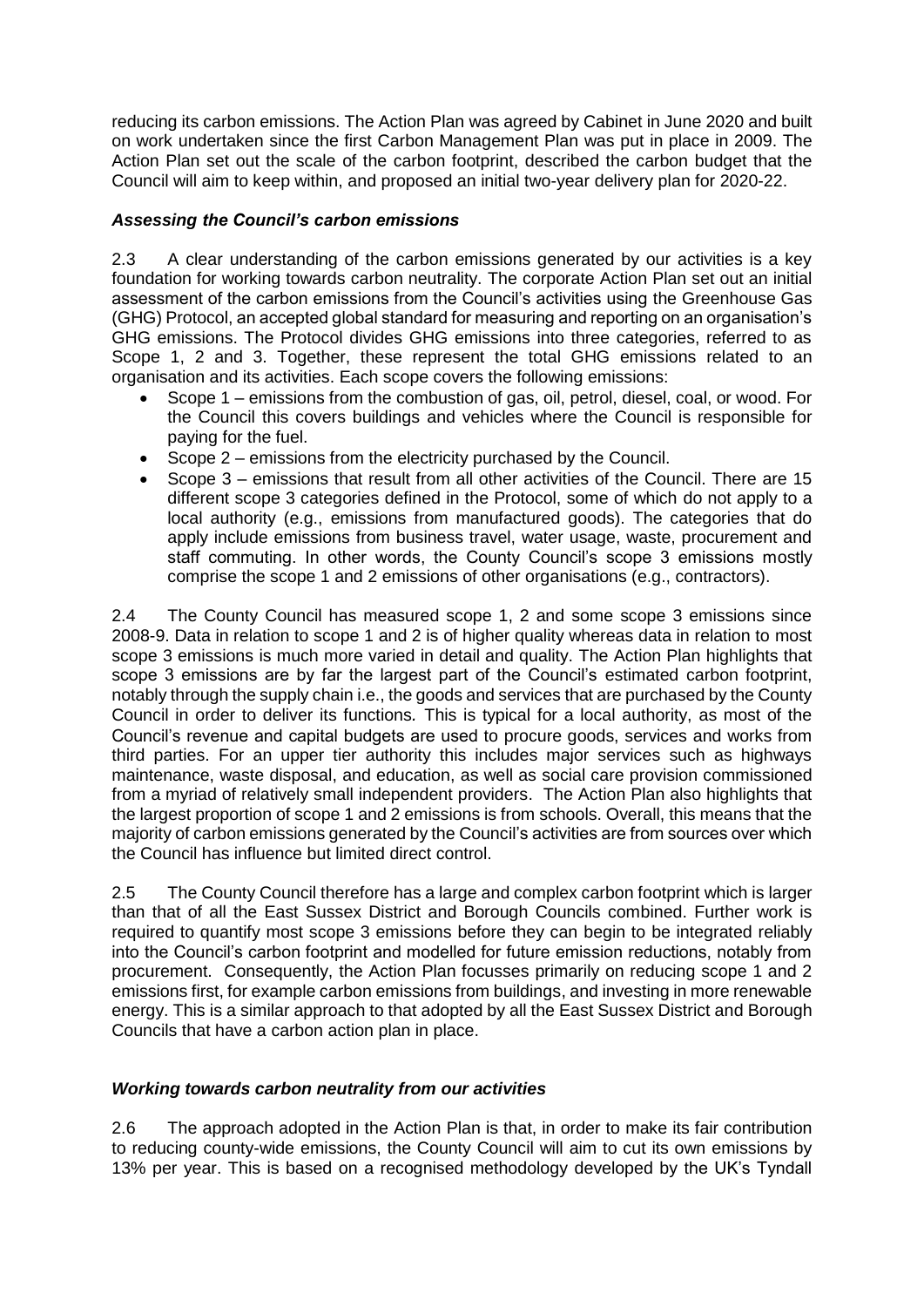reducing its carbon emissions. The Action Plan was agreed by Cabinet in June 2020 and built on work undertaken since the first Carbon Management Plan was put in place in 2009. The Action Plan set out the scale of the carbon footprint, described the carbon budget that the Council will aim to keep within, and proposed an initial two-year delivery plan for 2020-22.

***Assessing the Council's carbon emissions***

2.3 A clear understanding of the carbon emissions generated by our activities is a key foundation for working towards carbon neutrality. The corporate Action Plan set out an initial assessment of the carbon emissions from the Council's activities using the Greenhouse Gas (GHG) Protocol, an accepted global standard for measuring and reporting on an organisation's GHG emissions. The Protocol divides GHG emissions into three categories, referred to as Scope 1, 2 and 3. Together, these represent the total GHG emissions related to an organisation and its activities. Each scope covers the following emissions:

- Scope 1 – emissions from the combustion of gas, oil, petrol, diesel, coal, or wood. For the Council this covers buildings and vehicles where the Council is responsible for paying for the fuel.
- Scope 2 – emissions from the electricity purchased by the Council.
- Scope 3 – emissions that result from all other activities of the Council. There are 15 different scope 3 categories defined in the Protocol, some of which do not apply to a local authority (e.g., emissions from manufactured goods). The categories that do apply include emissions from business travel, water usage, waste, procurement and staff commuting. In other words, the County Council's scope 3 emissions mostly comprise the scope 1 and 2 emissions of other organisations (e.g., contractors).

2.4 The County Council has measured scope 1, 2 and some scope 3 emissions since 2008-9. Data in relation to scope 1 and 2 is of higher quality whereas data in relation to most scope 3 emissions is much more varied in detail and quality. The Action Plan highlights that scope 3 emissions are by far the largest part of the Council's estimated carbon footprint, notably through the supply chain i.e., the goods and services that are purchased by the County Council in order to deliver its functions. This is typical for a local authority, as most of the Council's revenue and capital budgets are used to procure goods, services and works from third parties. For an upper tier authority this includes major services such as highways maintenance, waste disposal, and education, as well as social care provision commissioned from a myriad of relatively small independent providers. The Action Plan also highlights that the largest proportion of scope 1 and 2 emissions is from schools. Overall, this means that the majority of carbon emissions generated by the Council's activities are from sources over which the Council has influence but limited direct control.

2.5 The County Council therefore has a large and complex carbon footprint which is larger than that of all the East Sussex District and Borough Councils combined. Further work is required to quantify most scope 3 emissions before they can begin to be integrated reliably into the Council's carbon footprint and modelled for future emission reductions, notably from procurement. Consequently, the Action Plan focusses primarily on reducing scope 1 and 2 emissions first, for example carbon emissions from buildings, and investing in more renewable energy. This is a similar approach to that adopted by all the East Sussex District and Borough Councils that have a carbon action plan in place.

***Working towards carbon neutrality from our activities***

2.6 The approach adopted in the Action Plan is that, in order to make its fair contribution to reducing county-wide emissions, the County Council will aim to cut its own emissions by 13% per year. This is based on a recognised methodology developed by the UK's Tyndall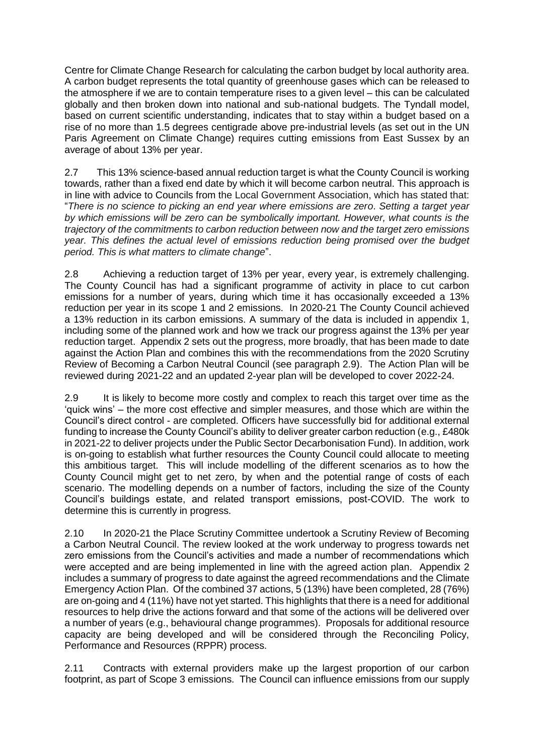Centre for Climate Change Research for calculating the carbon budget by local authority area. A carbon budget represents the total quantity of greenhouse gases which can be released to the atmosphere if we are to contain temperature rises to a given level – this can be calculated globally and then broken down into national and sub-national budgets. The Tyndall model, based on current scientific understanding, indicates that to stay within a budget based on a rise of no more than 1.5 degrees centigrade above pre-industrial levels (as set out in the UN Paris Agreement on Climate Change) requires cutting emissions from East Sussex by an average of about 13% per year.

2.7 This 13% science-based annual reduction target is what the County Council is working towards, rather than a fixed end date by which it will become carbon neutral. This approach is in line with advice to Councils from the Local Government Association, which has stated that: "*There is no science to picking an end year where emissions are zero. Setting a target year by which emissions will be zero can be symbolically important. However, what counts is the trajectory of the commitments to carbon reduction between now and the target zero emissions year. This defines the actual level of emissions reduction being promised over the budget period. This is what matters to climate change*".

2.8 Achieving a reduction target of 13% per year, every year, is extremely challenging. The County Council has had a significant programme of activity in place to cut carbon emissions for a number of years, during which time it has occasionally exceeded a 13% reduction per year in its scope 1 and 2 emissions. In 2020-21 The County Council achieved a 13% reduction in its carbon emissions. A summary of the data is included in appendix 1, including some of the planned work and how we track our progress against the 13% per year reduction target. Appendix 2 sets out the progress, more broadly, that has been made to date against the Action Plan and combines this with the recommendations from the 2020 Scrutiny Review of Becoming a Carbon Neutral Council (see paragraph 2.9). The Action Plan will be reviewed during 2021-22 and an updated 2-year plan will be developed to cover 2022-24.

2.9 It is likely to become more costly and complex to reach this target over time as the 'quick wins' – the more cost effective and simpler measures, and those which are within the Council's direct control - are completed. Officers have successfully bid for additional external funding to increase the County Council's ability to deliver greater carbon reduction (e.g., £480k in 2021-22 to deliver projects under the Public Sector Decarbonisation Fund). In addition, work is on-going to establish what further resources the County Council could allocate to meeting this ambitious target. This will include modelling of the different scenarios as to how the County Council might get to net zero, by when and the potential range of costs of each scenario. The modelling depends on a number of factors, including the size of the County Council's buildings estate, and related transport emissions, post-COVID. The work to determine this is currently in progress.

2.10 In 2020-21 the Place Scrutiny Committee undertook a Scrutiny Review of Becoming a Carbon Neutral Council. The review looked at the work underway to progress towards net zero emissions from the Council's activities and made a number of recommendations which were accepted and are being implemented in line with the agreed action plan. Appendix 2 includes a summary of progress to date against the agreed recommendations and the Climate Emergency Action Plan. Of the combined 37 actions, 5 (13%) have been completed, 28 (76%) are on-going and 4 (11%) have not yet started. This highlights that there is a need for additional resources to help drive the actions forward and that some of the actions will be delivered over a number of years (e.g., behavioural change programmes). Proposals for additional resource capacity are being developed and will be considered through the Reconciling Policy, Performance and Resources (RPPR) process.

2.11 Contracts with external providers make up the largest proportion of our carbon footprint, as part of Scope 3 emissions. The Council can influence emissions from our supply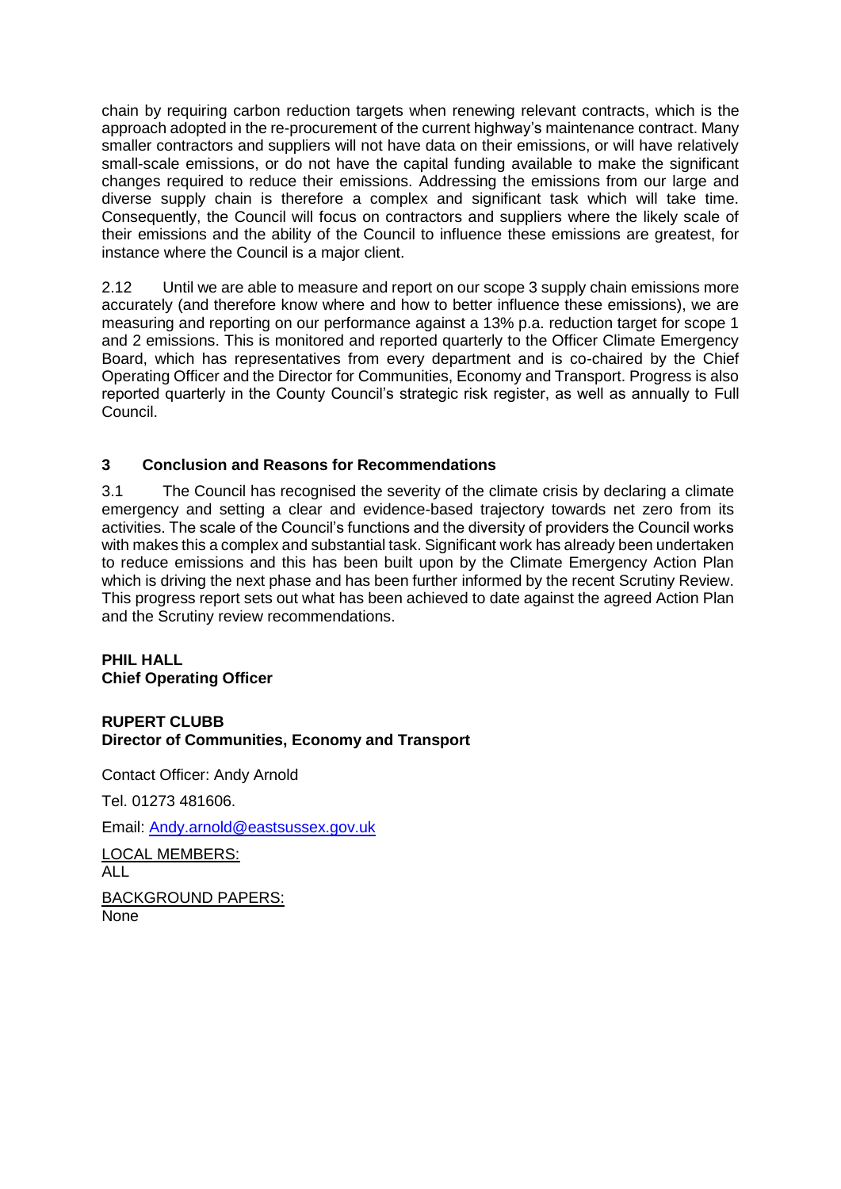chain by requiring carbon reduction targets when renewing relevant contracts, which is the approach adopted in the re-procurement of the current highway's maintenance contract. Many smaller contractors and suppliers will not have data on their emissions, or will have relatively small-scale emissions, or do not have the capital funding available to make the significant changes required to reduce their emissions. Addressing the emissions from our large and diverse supply chain is therefore a complex and significant task which will take time. Consequently, the Council will focus on contractors and suppliers where the likely scale of their emissions and the ability of the Council to influence these emissions are greatest, for instance where the Council is a major client.

2.12 Until we are able to measure and report on our scope 3 supply chain emissions more accurately (and therefore know where and how to better influence these emissions), we are measuring and reporting on our performance against a 13% p.a. reduction target for scope 1 and 2 emissions. This is monitored and reported quarterly to the Officer Climate Emergency Board, which has representatives from every department and is co-chaired by the Chief Operating Officer and the Director for Communities, Economy and Transport. Progress is also reported quarterly in the County Council's strategic risk register, as well as annually to Full Council.

## 3 Conclusion and Reasons for Recommendations

3.1 The Council has recognised the severity of the climate crisis by declaring a climate emergency and setting a clear and evidence-based trajectory towards net zero from its activities. The scale of the Council's functions and the diversity of providers the Council works with makes this a complex and substantial task. Significant work has already been undertaken to reduce emissions and this has been built upon by the Climate Emergency Action Plan which is driving the next phase and has been further informed by the recent Scrutiny Review. This progress report sets out what has been achieved to date against the agreed Action Plan and the Scrutiny review recommendations.

**PHIL HALL**
**Chief Operating Officer**

**RUPERT CLUBB**
**Director of Communities, Economy and Transport**

Contact Officer: Andy Arnold

Tel. 01273 481606.

Email: Andy.arnold@eastsussex.gov.uk

LOCAL MEMBERS:
ALL

BACKGROUND PAPERS:
None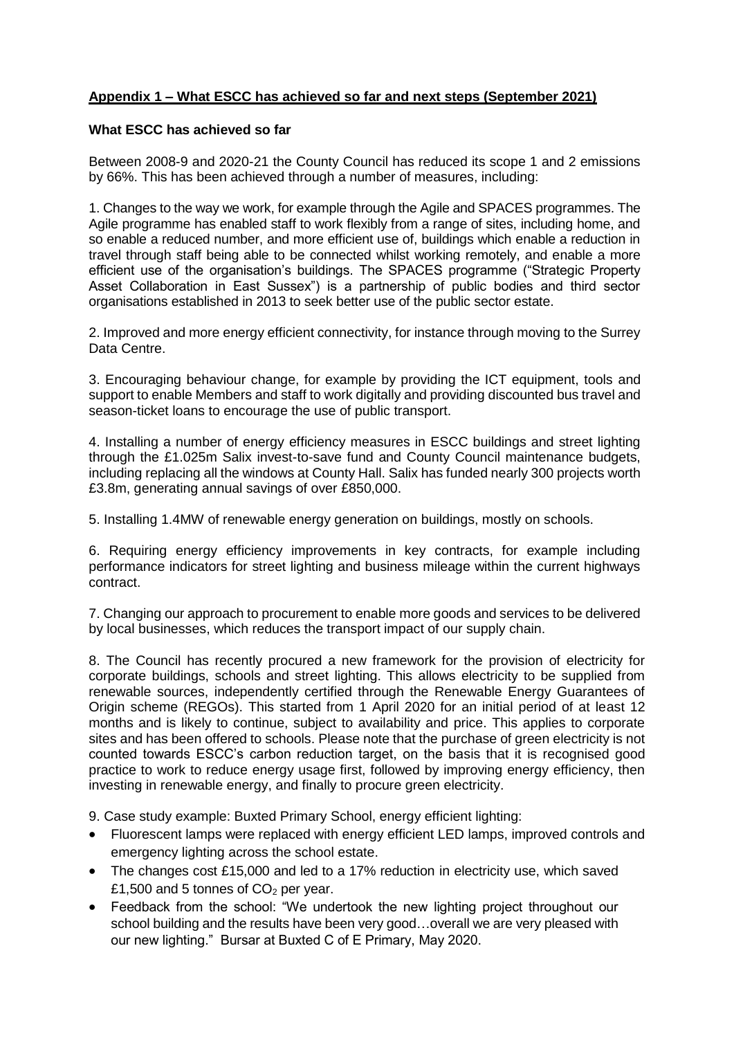## **Appendix 1 – What ESCC has achieved so far and next steps (September 2021)**

### **What ESCC has achieved so far**

Between 2008-9 and 2020-21 the County Council has reduced its scope 1 and 2 emissions by 66%. This has been achieved through a number of measures, including:

1. Changes to the way we work, for example through the Agile and SPACES programmes. The Agile programme has enabled staff to work flexibly from a range of sites, including home, and so enable a reduced number, and more efficient use of, buildings which enable a reduction in travel through staff being able to be connected whilst working remotely, and enable a more efficient use of the organisation's buildings. The SPACES programme ("Strategic Property Asset Collaboration in East Sussex") is a partnership of public bodies and third sector organisations established in 2013 to seek better use of the public sector estate.

2. Improved and more energy efficient connectivity, for instance through moving to the Surrey Data Centre.

3. Encouraging behaviour change, for example by providing the ICT equipment, tools and support to enable Members and staff to work digitally and providing discounted bus travel and season-ticket loans to encourage the use of public transport.

4. Installing a number of energy efficiency measures in ESCC buildings and street lighting through the £1.025m Salix invest-to-save fund and County Council maintenance budgets, including replacing all the windows at County Hall. Salix has funded nearly 300 projects worth £3.8m, generating annual savings of over £850,000.

5. Installing 1.4MW of renewable energy generation on buildings, mostly on schools.

6. Requiring energy efficiency improvements in key contracts, for example including performance indicators for street lighting and business mileage within the current highways contract.

7. Changing our approach to procurement to enable more goods and services to be delivered by local businesses, which reduces the transport impact of our supply chain.

8. The Council has recently procured a new framework for the provision of electricity for corporate buildings, schools and street lighting. This allows electricity to be supplied from renewable sources, independently certified through the Renewable Energy Guarantees of Origin scheme (REGOs). This started from 1 April 2020 for an initial period of at least 12 months and is likely to continue, subject to availability and price. This applies to corporate sites and has been offered to schools. Please note that the purchase of green electricity is not counted towards ESCC's carbon reduction target, on the basis that it is recognised good practice to work to reduce energy usage first, followed by improving energy efficiency, then investing in renewable energy, and finally to procure green electricity.

9. Case study example: Buxted Primary School, energy efficient lighting:

- Fluorescent lamps were replaced with energy efficient LED lamps, improved controls and emergency lighting across the school estate.
- The changes cost £15,000 and led to a 17% reduction in electricity use, which saved £1,500 and 5 tonnes of $CO_2$ per year.
- Feedback from the school: "We undertook the new lighting project throughout our school building and the results have been very good…overall we are very pleased with our new lighting." Bursar at Buxted C of E Primary, May 2020.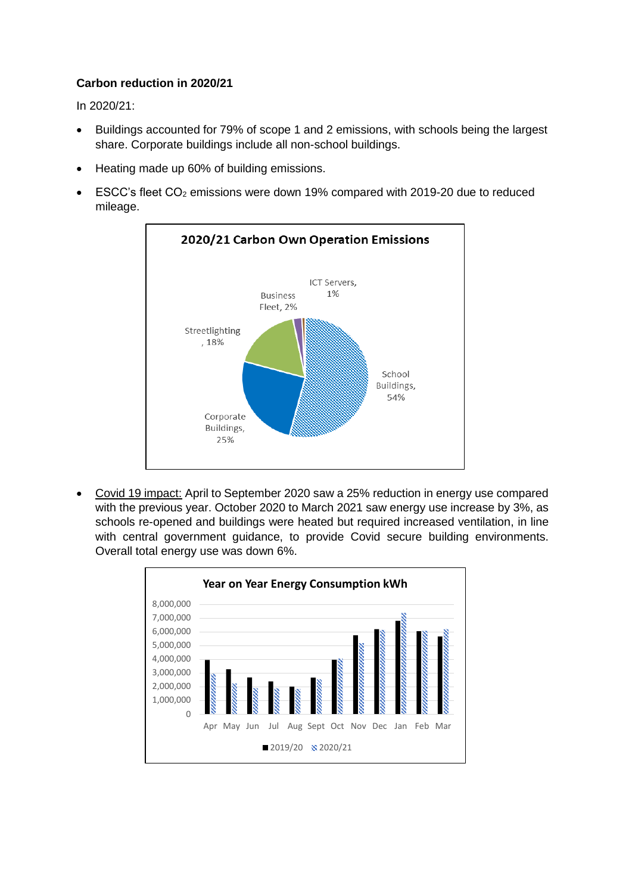**Carbon reduction in 2020/21**

In 2020/21:

- Buildings accounted for 79% of scope 1 and 2 emissions, with schools being the largest share. Corporate buildings include all non-school buildings.
- Heating made up 60% of building emissions.
- ESCC's fleet $CO_2$ emissions were down 19% compared with 2019-20 due to reduced mileage.

- Covid 19 impact: April to September 2020 saw a 25% reduction in energy use compared with the previous year. October 2020 to March 2021 saw energy use increase by 3%, as schools re-opened and buildings were heated but required increased ventilation, in line with central government guidance, to provide Covid secure building environments. Overall total energy use was down 6%.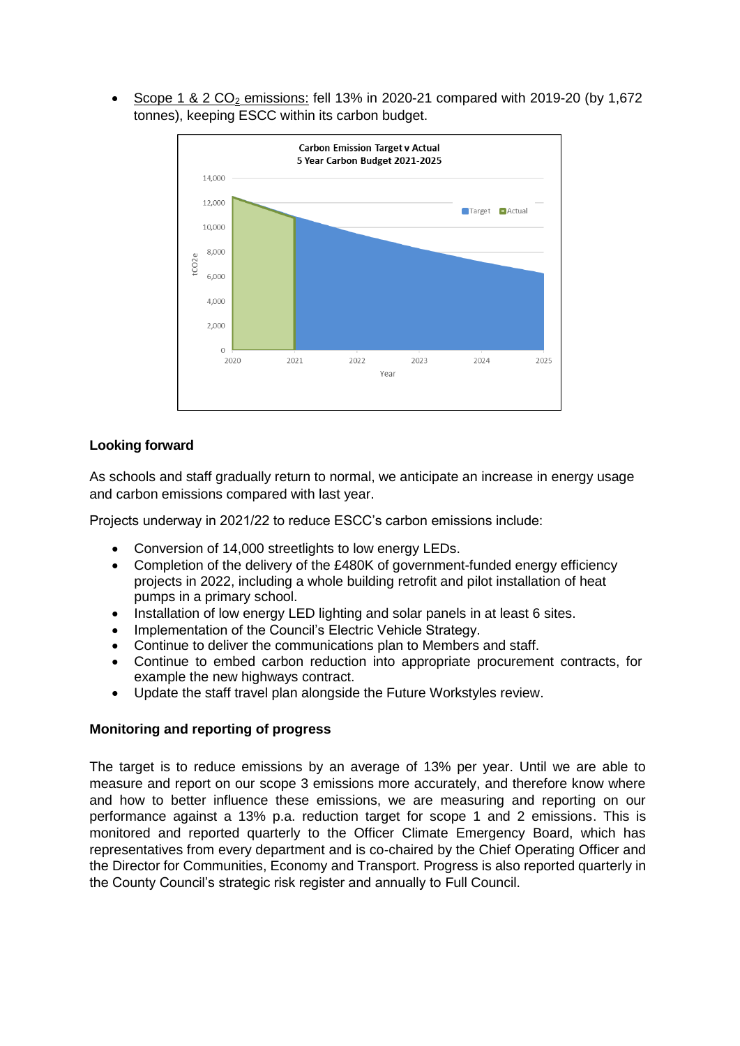- Scope 1 & 2 $CO_2$ emissions: fell 13% in 2020-21 compared with 2019-20 (by 1,672 tonnes), keeping ESCC within its carbon budget.

**Carbon Emission Target v Actual**
**5 Year Carbon Budget 2021-2025**

### Looking forward

As schools and staff gradually return to normal, we anticipate an increase in energy usage and carbon emissions compared with last year.

Projects underway in 2021/22 to reduce ESCC's carbon emissions include:

- Conversion of 14,000 streetlights to low energy LEDs.
- Completion of the delivery of the £480K of government-funded energy efficiency projects in 2022, including a whole building retrofit and pilot installation of heat pumps in a primary school.
- Installation of low energy LED lighting and solar panels in at least 6 sites.
- Implementation of the Council's Electric Vehicle Strategy.
- Continue to deliver the communications plan to Members and staff.
- Continue to embed carbon reduction into appropriate procurement contracts, for example the new highways contract.
- Update the staff travel plan alongside the Future Workstyles review.

### Monitoring and reporting of progress

The target is to reduce emissions by an average of 13% per year. Until we are able to measure and report on our scope 3 emissions more accurately, and therefore know where and how to better influence these emissions, we are measuring and reporting on our performance against a 13% p.a. reduction target for scope 1 and 2 emissions. This is monitored and reported quarterly to the Officer Climate Emergency Board, which has representatives from every department and is co-chaired by the Chief Operating Officer and the Director for Communities, Economy and Transport. Progress is also reported quarterly in the County Council's strategic risk register and annually to Full Council.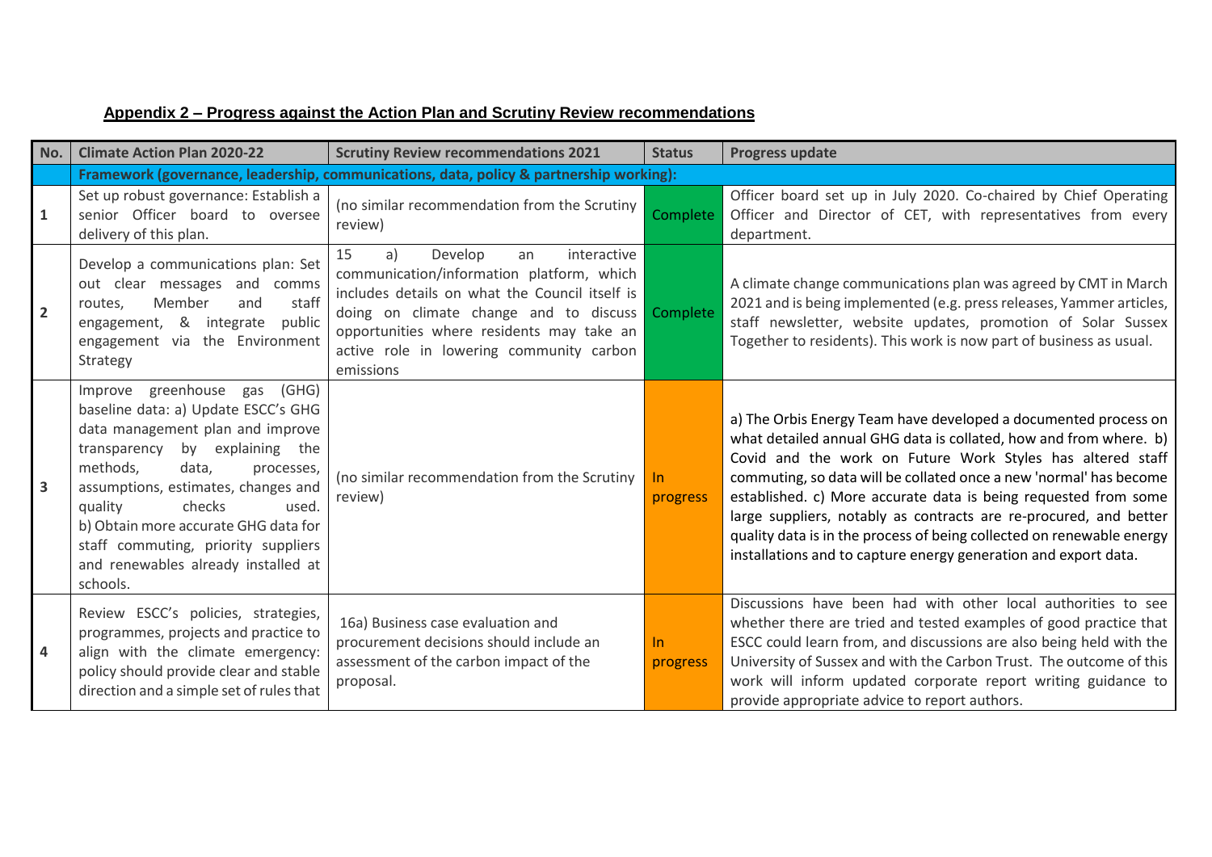## Appendix 2 – Progress against the Action Plan and Scrutiny Review recommendations

| No. | Climate Action Plan 2020-22 | Scrutiny Review recommendations 2021 | Status | Progress update |
|---|---|---|---|---|
| | **Framework (governance, leadership, communications, data, policy & partnership working):** | | | |
| 1 | Set up robust governance: Establish a senior Officer board to oversee delivery of this plan. | (no similar recommendation from the Scrutiny review) | Complete | Officer board set up in July 2020. Co-chaired by Chief Operating Officer and Director of CET, with representatives from every department. |
| 2 | Develop a communications plan: Set out clear messages and comms routes, Member and staff engagement, & integrate public engagement via the Environment Strategy | 15 a) Develop an interactive communication/information platform, which includes details on what the Council itself is doing on climate change and to discuss opportunities where residents may take an active role in lowering community carbon emissions | Complete | A climate change communications plan was agreed by CMT in March 2021 and is being implemented (e.g. press releases, Yammer articles, staff newsletter, website updates, promotion of Solar Sussex Together to residents). This work is now part of business as usual. |
| 3 | Improve greenhouse gas (GHG) baseline data: a) Update ESCC's GHG data management plan and improve transparency by explaining the methods, data, processes, assumptions, estimates, changes and quality checks used. b) Obtain more accurate GHG data for staff commuting, priority suppliers and renewables already installed at schools. | (no similar recommendation from the Scrutiny review) | In progress | a) The Orbis Energy Team have developed a documented process on what detailed annual GHG data is collated, how and from where. b) Covid and the work on Future Work Styles has altered staff commuting, so data will be collated once a new 'normal' has become established. c) More accurate data is being requested from some large suppliers, notably as contracts are re-procured, and better quality data is in the process of being collected on renewable energy installations and to capture energy generation and export data. |
| 4 | Review ESCC's policies, strategies, programmes, projects and practice to align with the climate emergency: policy should provide clear and stable direction and a simple set of rules that | 16a) Business case evaluation and procurement decisions should include an assessment of the carbon impact of the proposal. | In progress | Discussions have been had with other local authorities to see whether there are tried and tested examples of good practice that ESCC could learn from, and discussions are also being held with the University of Sussex and with the Carbon Trust. The outcome of this work will inform updated corporate report writing guidance to provide appropriate advice to report authors. |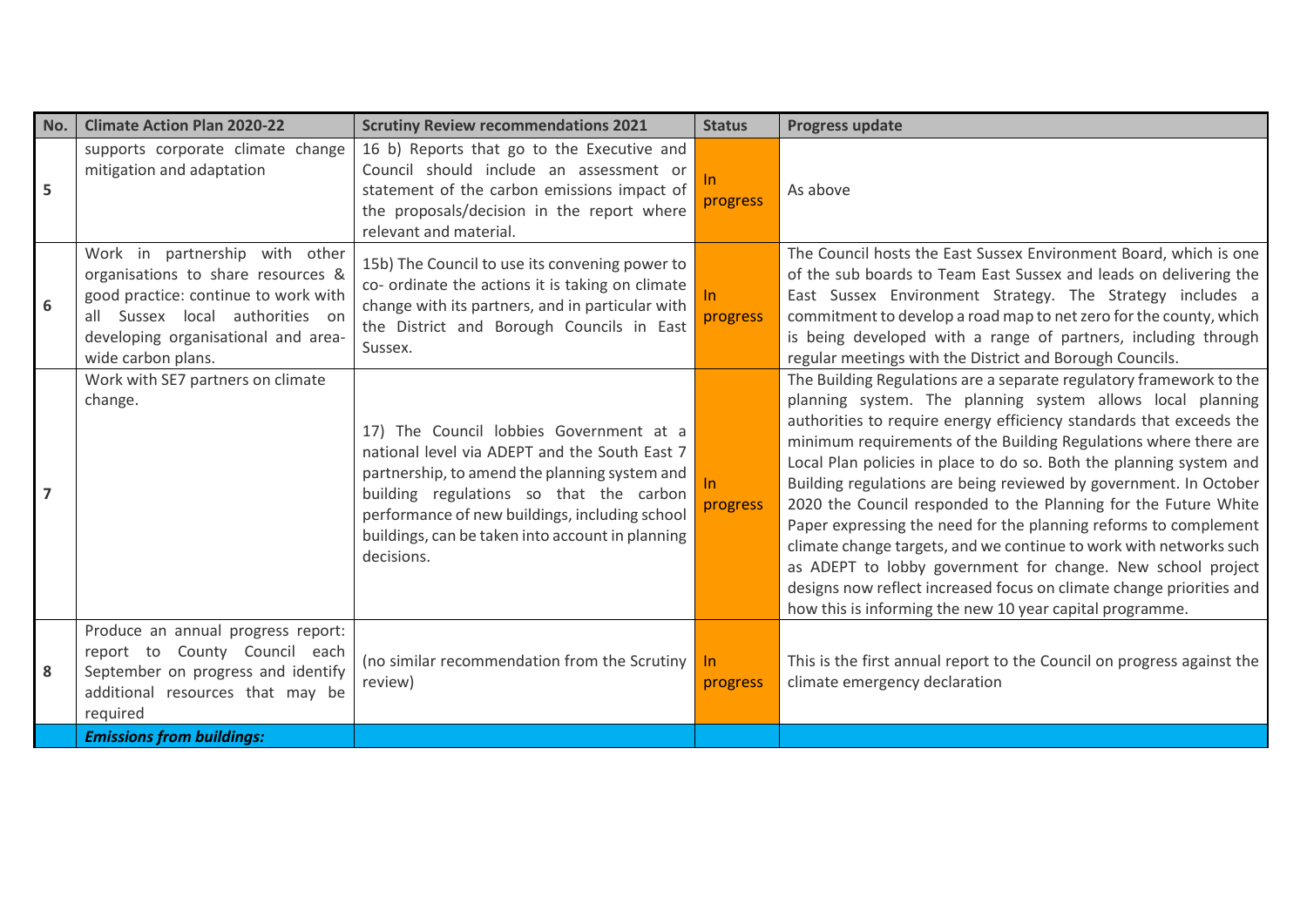| No. | Climate Action Plan 2020-22 | Scrutiny Review recommendations 2021 | Status | Progress update |
|---|---|---|---|---|
| 5 | supports corporate climate change mitigation and adaptation | 16 b) Reports that go to the Executive and Council should include an assessment or statement of the carbon emissions impact of the proposals/decision in the report where relevant and material. | In progress | As above |
| 6 | Work in partnership with other organisations to share resources & good practice: continue to work with all Sussex local authorities on developing organisational and area-wide carbon plans. | 15b) The Council to use its convening power to co- ordinate the actions it is taking on climate change with its partners, and in particular with the District and Borough Councils in East Sussex. | In progress | The Council hosts the East Sussex Environment Board, which is one of the sub boards to Team East Sussex and leads on delivering the East Sussex Environment Strategy. The Strategy includes a commitment to develop a road map to net zero for the county, which is being developed with a range of partners, including through regular meetings with the District and Borough Councils. |
| 7 | Work with SE7 partners on climate change. | 17) The Council lobbies Government at a national level via ADEPT and the South East 7 partnership, to amend the planning system and building regulations so that the carbon performance of new buildings, including school buildings, can be taken into account in planning decisions. | In progress | The Building Regulations are a separate regulatory framework to the planning system. The planning system allows local planning authorities to require energy efficiency standards that exceeds the minimum requirements of the Building Regulations where there are Local Plan policies in place to do so. Both the planning system and Building regulations are being reviewed by government. In October 2020 the Council responded to the Planning for the Future White Paper expressing the need for the planning reforms to complement climate change targets, and we continue to work with networks such as ADEPT to lobby government for change. New school project designs now reflect increased focus on climate change priorities and how this is informing the new 10 year capital programme. |
| 8 | Produce an annual progress report: report to County Council each September on progress and identify additional resources that may be required | (no similar recommendation from the Scrutiny review) | In progress | This is the first annual report to the Council on progress against the climate emergency declaration |
| | ***Emissions from buildings:*** | | | |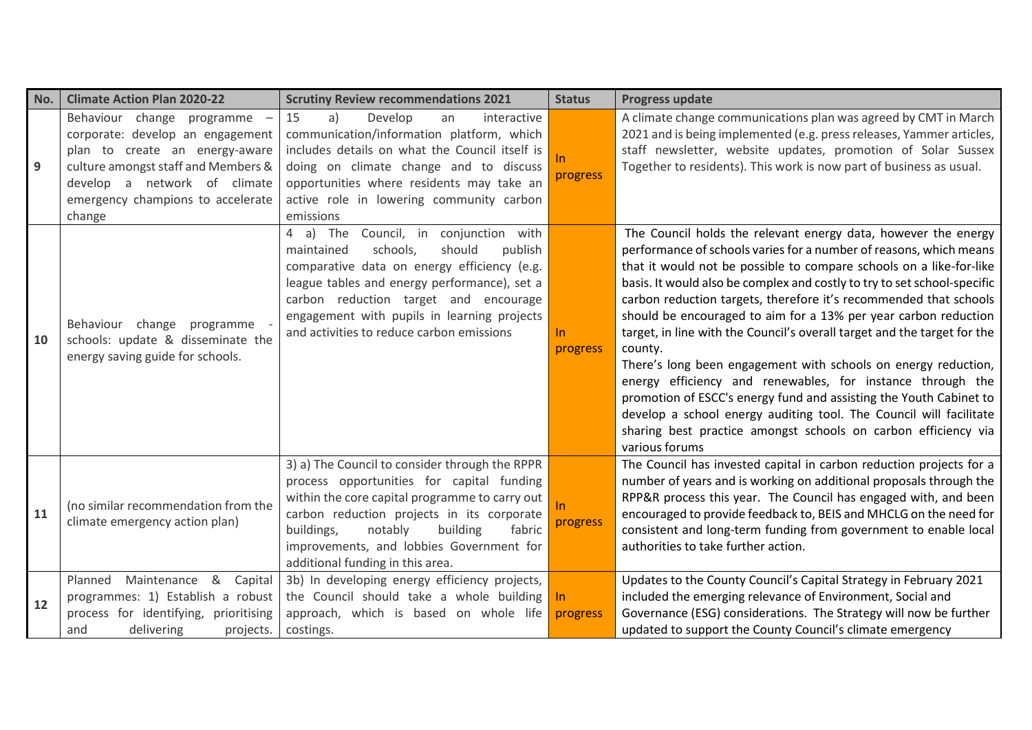| No. | Climate Action Plan 2020-22 | Scrutiny Review recommendations 2021 | Status | Progress update |
|---|---|---|---|---|
| 9 | Behaviour change programme – corporate: develop an engagement plan to create an energy-aware culture amongst staff and Members & develop a network of climate emergency champions to accelerate change | 15 a) Develop an interactive communication/information platform, which includes details on what the Council itself is doing on climate change and to discuss opportunities where residents may take an active role in lowering community carbon emissions | In progress | A climate change communications plan was agreed by CMT in March 2021 and is being implemented (e.g. press releases, Yammer articles, staff newsletter, website updates, promotion of Solar Sussex Together to residents). This work is now part of business as usual. |
| 10 | Behaviour change programme - schools: update & disseminate the energy saving guide for schools. | 4 a) The Council, in conjunction with maintained schools, should publish comparative data on energy efficiency (e.g. league tables and energy performance), set a carbon reduction target and encourage engagement with pupils in learning projects and activities to reduce carbon emissions | In progress | The Council holds the relevant energy data, however the energy performance of schools varies for a number of reasons, which means that it would not be possible to compare schools on a like-for-like basis. It would also be complex and costly to try to set school-specific carbon reduction targets, therefore it's recommended that schools should be encouraged to aim for a 13% per year carbon reduction target, in line with the Council's overall target and the target for the county.<br>There's long been engagement with schools on energy reduction, energy efficiency and renewables, for instance through the promotion of ESCC's energy fund and assisting the Youth Cabinet to develop a school energy auditing tool. The Council will facilitate sharing best practice amongst schools on carbon efficiency via various forums |
| 11 | (no similar recommendation from the climate emergency action plan) | 3) a) The Council to consider through the RPPR process opportunities for capital funding within the core capital programme to carry out carbon reduction projects in its corporate buildings, notably building fabric improvements, and lobbies Government for additional funding in this area. | In progress | The Council has invested capital in carbon reduction projects for a number of years and is working on additional proposals through the RPP&R process this year. The Council has engaged with, and been encouraged to provide feedback to, BEIS and MHCLG on the need for consistent and long-term funding from government to enable local authorities to take further action. |
| 12 | Planned Maintenance & Capital programmes: 1) Establish a robust process for identifying, prioritising and delivering projects. | 3b) In developing energy efficiency projects, the Council should take a whole building approach, which is based on whole life costings. | In progress | Updates to the County Council's Capital Strategy in February 2021 included the emerging relevance of Environment, Social and Governance (ESG) considerations. The Strategy will now be further updated to support the County Council's climate emergency |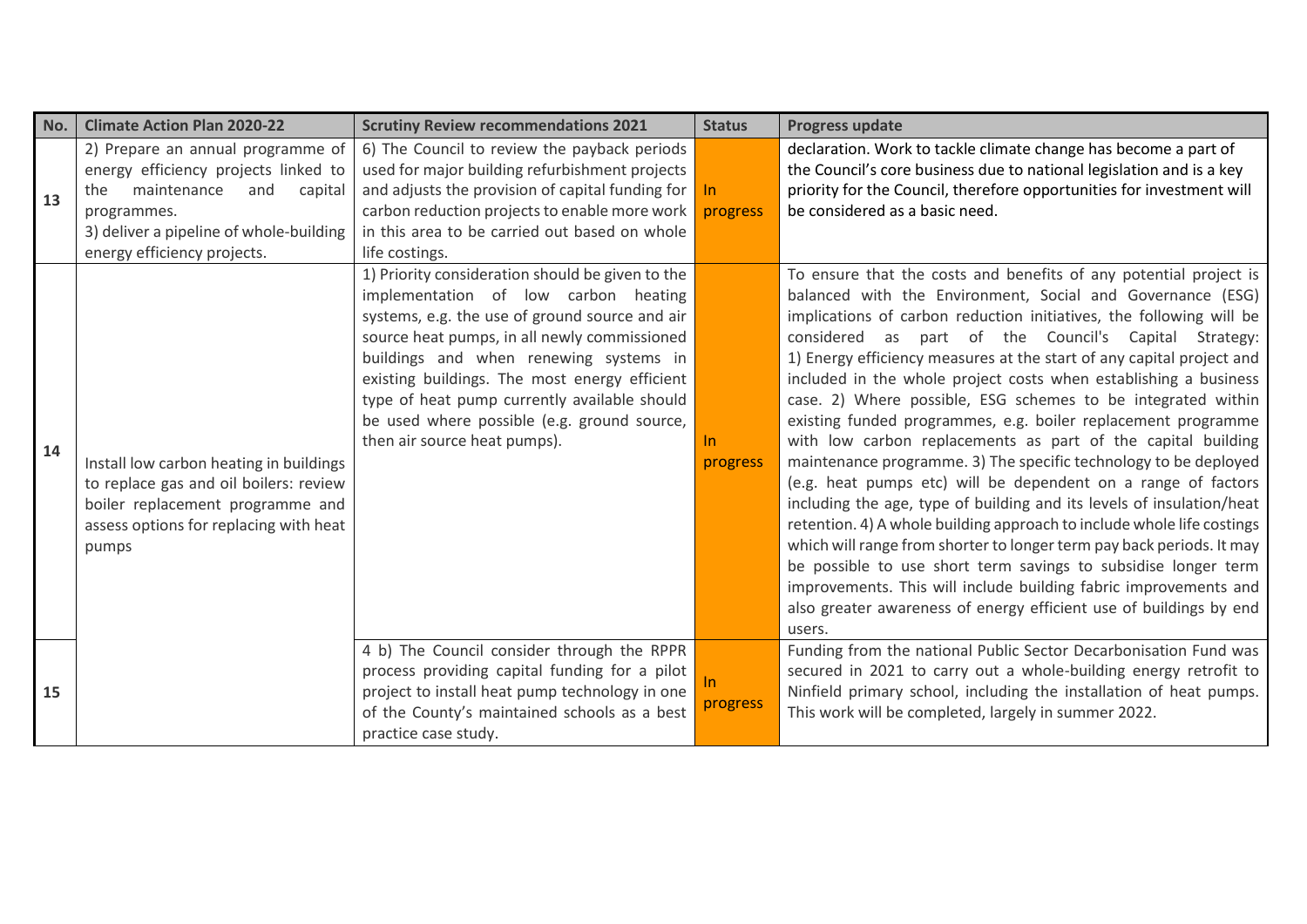| No. | Climate Action Plan 2020-22 | Scrutiny Review recommendations 2021 | Status | Progress update |
|---|---|---|---|---|
| 13 | 2) Prepare an annual programme of energy efficiency projects linked to the maintenance and capital programmes.<br>3) deliver a pipeline of whole-building energy efficiency projects. | 6) The Council to review the payback periods used for major building refurbishment projects and adjusts the provision of capital funding for carbon reduction projects to enable more work in this area to be carried out based on whole life costings. | In progress | declaration. Work to tackle climate change has become a part of the Council's core business due to national legislation and is a key priority for the Council, therefore opportunities for investment will be considered as a basic need. |
| 14 | Install low carbon heating in buildings to replace gas and oil boilers: review boiler replacement programme and assess options for replacing with heat pumps | 1) Priority consideration should be given to the implementation of low carbon heating systems, e.g. the use of ground source and air source heat pumps, in all newly commissioned buildings and when renewing systems in existing buildings. The most energy efficient type of heat pump currently available should be used where possible (e.g. ground source, then air source heat pumps). | In progress | To ensure that the costs and benefits of any potential project is balanced with the Environment, Social and Governance (ESG) implications of carbon reduction initiatives, the following will be considered as part of the Council's Capital Strategy: 1) Energy efficiency measures at the start of any capital project and included in the whole project costs when establishing a business case. 2) Where possible, ESG schemes to be integrated within existing funded programmes, e.g. boiler replacement programme with low carbon replacements as part of the capital building maintenance programme. 3) The specific technology to be deployed (e.g. heat pumps etc) will be dependent on a range of factors including the age, type of building and its levels of insulation/heat retention. 4) A whole building approach to include whole life costings which will range from shorter to longer term pay back periods. It may be possible to use short term savings to subsidise longer term improvements. This will include building fabric improvements and also greater awareness of energy efficient use of buildings by end users. |
| 15 | | 4 b) The Council consider through the RPPR process providing capital funding for a pilot project to install heat pump technology in one of the County's maintained schools as a best practice case study. | In progress | Funding from the national Public Sector Decarbonisation Fund was secured in 2021 to carry out a whole-building energy retrofit to Ninfield primary school, including the installation of heat pumps. This work will be completed, largely in summer 2022. |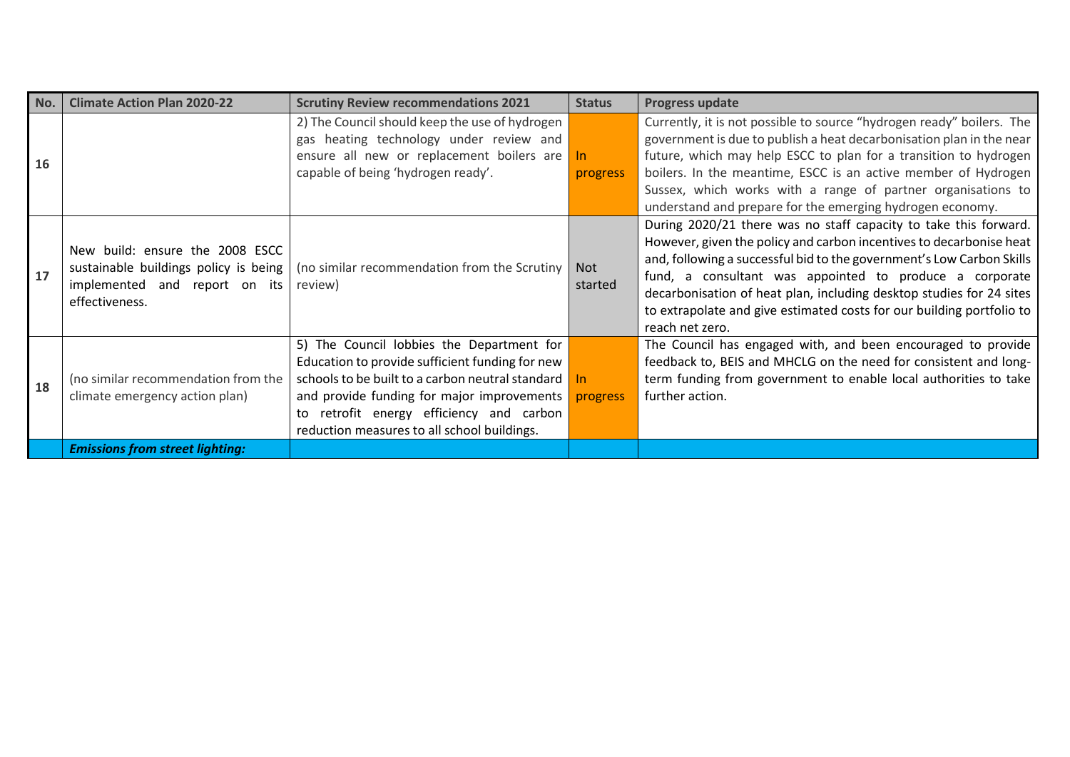| No. | Climate Action Plan 2020-22 | Scrutiny Review recommendations 2021 | Status | Progress update |
|---|---|---|---|---|
| 16 | | 2) The Council should keep the use of hydrogen gas heating technology under review and ensure all new or replacement boilers are capable of being 'hydrogen ready'. | In progress | Currently, it is not possible to source "hydrogen ready" boilers. The government is due to publish a heat decarbonisation plan in the near future, which may help ESCC to plan for a transition to hydrogen boilers. In the meantime, ESCC is an active member of Hydrogen Sussex, which works with a range of partner organisations to understand and prepare for the emerging hydrogen economy. |
| 17 | New build: ensure the 2008 ESCC sustainable buildings policy is being implemented and report on its effectiveness. | (no similar recommendation from the Scrutiny review) | Not started | During 2020/21 there was no staff capacity to take this forward. However, given the policy and carbon incentives to decarbonise heat and, following a successful bid to the government's Low Carbon Skills fund, a consultant was appointed to produce a corporate decarbonisation of heat plan, including desktop studies for 24 sites to extrapolate and give estimated costs for our building portfolio to reach net zero. |
| 18 | (no similar recommendation from the climate emergency action plan) | 5) The Council lobbies the Department for Education to provide sufficient funding for new schools to be built to a carbon neutral standard and provide funding for major improvements to retrofit energy efficiency and carbon reduction measures to all school buildings. | In progress | The Council has engaged with, and been encouraged to provide feedback to, BEIS and MHCLG on the need for consistent and long-term funding from government to enable local authorities to take further action. |
| | ***Emissions from street lighting:*** | | | |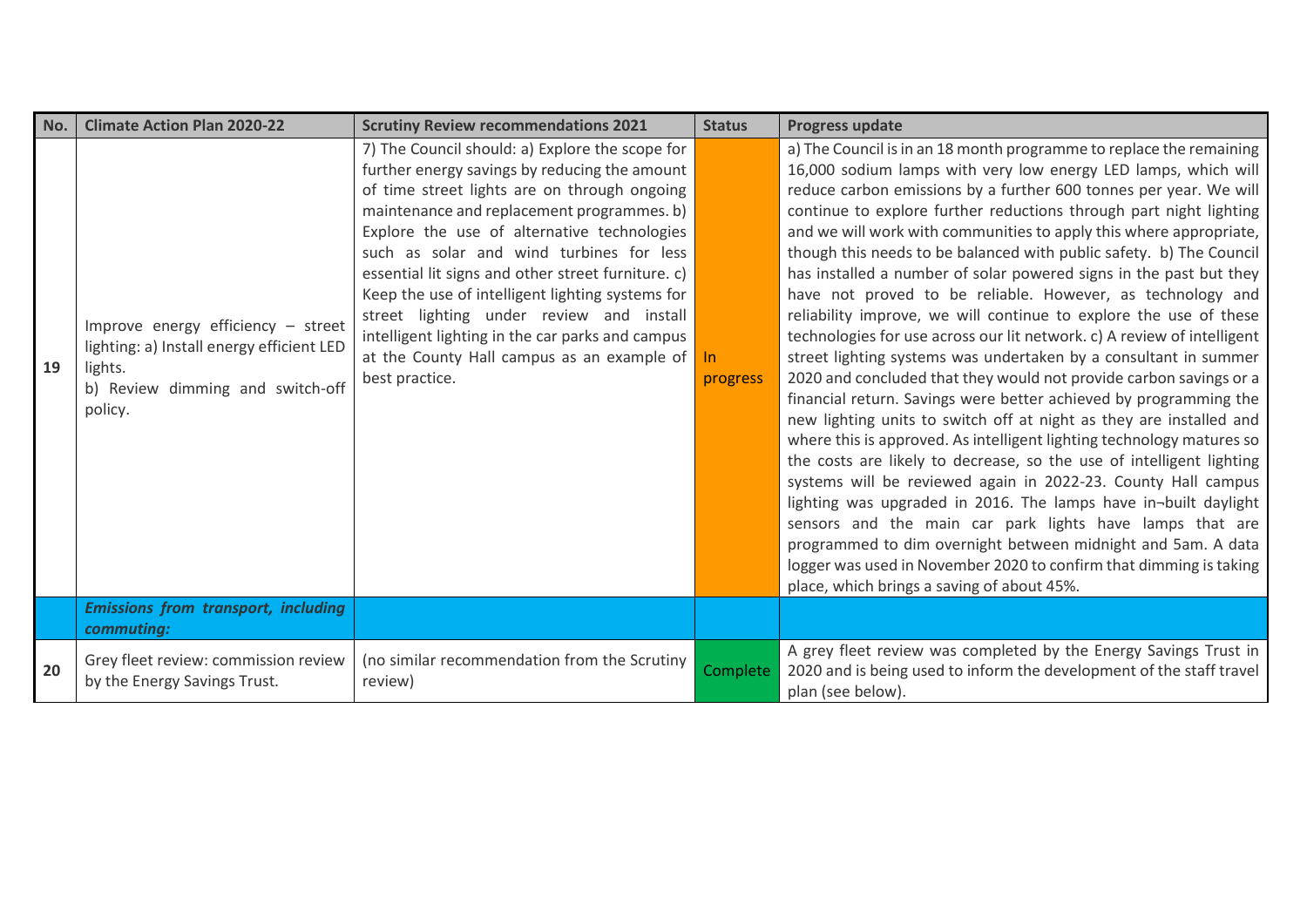| No. | Climate Action Plan 2020-22 | Scrutiny Review recommendations 2021 | Status | Progress update |
|---|---|---|---|---|
| 19 | Improve energy efficiency – street lighting: a) Install energy efficient LED lights.<br>b) Review dimming and switch-off policy. | 7) The Council should: a) Explore the scope for further energy savings by reducing the amount of time street lights are on through ongoing maintenance and replacement programmes. b) Explore the use of alternative technologies such as solar and wind turbines for less essential lit signs and other street furniture. c) Keep the use of intelligent lighting systems for street lighting under review and install intelligent lighting in the car parks and campus at the County Hall campus as an example of best practice. | In progress | a) The Council is in an 18 month programme to replace the remaining 16,000 sodium lamps with very low energy LED lamps, which will reduce carbon emissions by a further 600 tonnes per year. We will continue to explore further reductions through part night lighting and we will work with communities to apply this where appropriate, though this needs to be balanced with public safety. b) The Council has installed a number of solar powered signs in the past but they have not proved to be reliable. However, as technology and reliability improve, we will continue to explore the use of these technologies for use across our lit network. c) A review of intelligent street lighting systems was undertaken by a consultant in summer 2020 and concluded that they would not provide carbon savings or a financial return. Savings were better achieved by programming the new lighting units to switch off at night as they are installed and where this is approved. As intelligent lighting technology matures so the costs are likely to decrease, so the use of intelligent lighting systems will be reviewed again in 2022-23. County Hall campus lighting was upgraded in 2016. The lamps have in¬built daylight sensors and the main car park lights have lamps that are programmed to dim overnight between midnight and 5am. A data logger was used in November 2020 to confirm that dimming is taking place, which brings a saving of about 45%. |
| | ***Emissions from transport, including commuting:*** | | | |
| 20 | Grey fleet review: commission review by the Energy Savings Trust. | (no similar recommendation from the Scrutiny review) | Complete | A grey fleet review was completed by the Energy Savings Trust in 2020 and is being used to inform the development of the staff travel plan (see below). |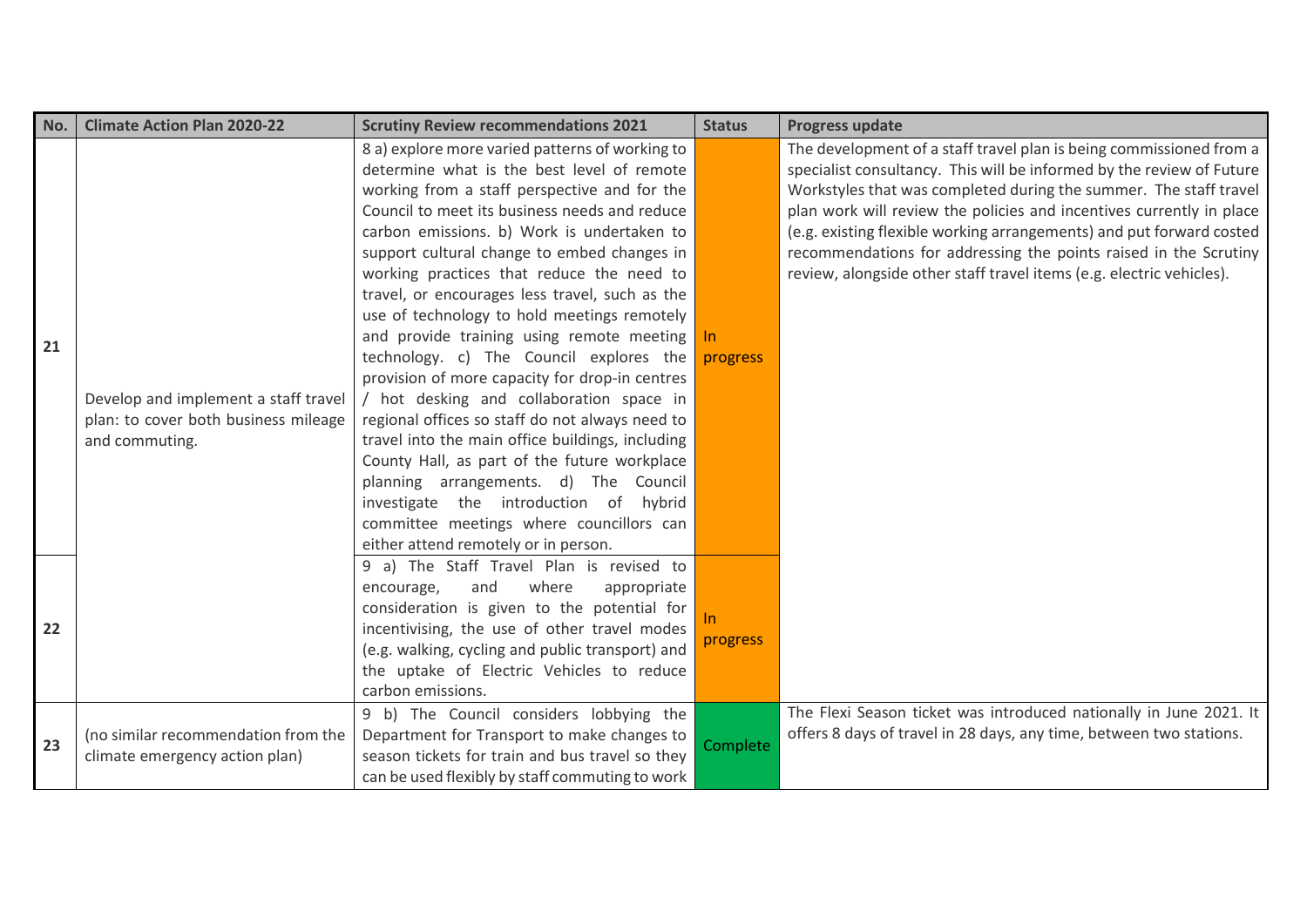| No. | Climate Action Plan 2020-22 | Scrutiny Review recommendations 2021 | Status | Progress update |
|---|---|---|---|---|
| 21 | Develop and implement a staff travel plan: to cover both business mileage and commuting. | 8 a) explore more varied patterns of working to determine what is the best level of remote working from a staff perspective and for the Council to meet its business needs and reduce carbon emissions. b) Work is undertaken to support cultural change to embed changes in working practices that reduce the need to travel, or encourages less travel, such as the use of technology to hold meetings remotely and provide training using remote meeting technology. c) The Council explores the provision of more capacity for drop-in centres / hot desking and collaboration space in regional offices so staff do not always need to travel into the main office buildings, including County Hall, as part of the future workplace planning arrangements. d) The Council investigate the introduction of hybrid committee meetings where councillors can either attend remotely or in person. | In progress | The development of a staff travel plan is being commissioned from a specialist consultancy. This will be informed by the review of Future Workstyles that was completed during the summer. The staff travel plan work will review the policies and incentives currently in place (e.g. existing flexible working arrangements) and put forward costed recommendations for addressing the points raised in the Scrutiny review, alongside other staff travel items (e.g. electric vehicles). |
| 22 | | 9 a) The Staff Travel Plan is revised to encourage, and where appropriate consideration is given to the potential for incentivising, the use of other travel modes (e.g. walking, cycling and public transport) and the uptake of Electric Vehicles to reduce carbon emissions. | In progress | |
| 23 | (no similar recommendation from the climate emergency action plan) | 9 b) The Council considers lobbying the Department for Transport to make changes to season tickets for train and bus travel so they can be used flexibly by staff commuting to work | Complete | The Flexi Season ticket was introduced nationally in June 2021. It offers 8 days of travel in 28 days, any time, between two stations. |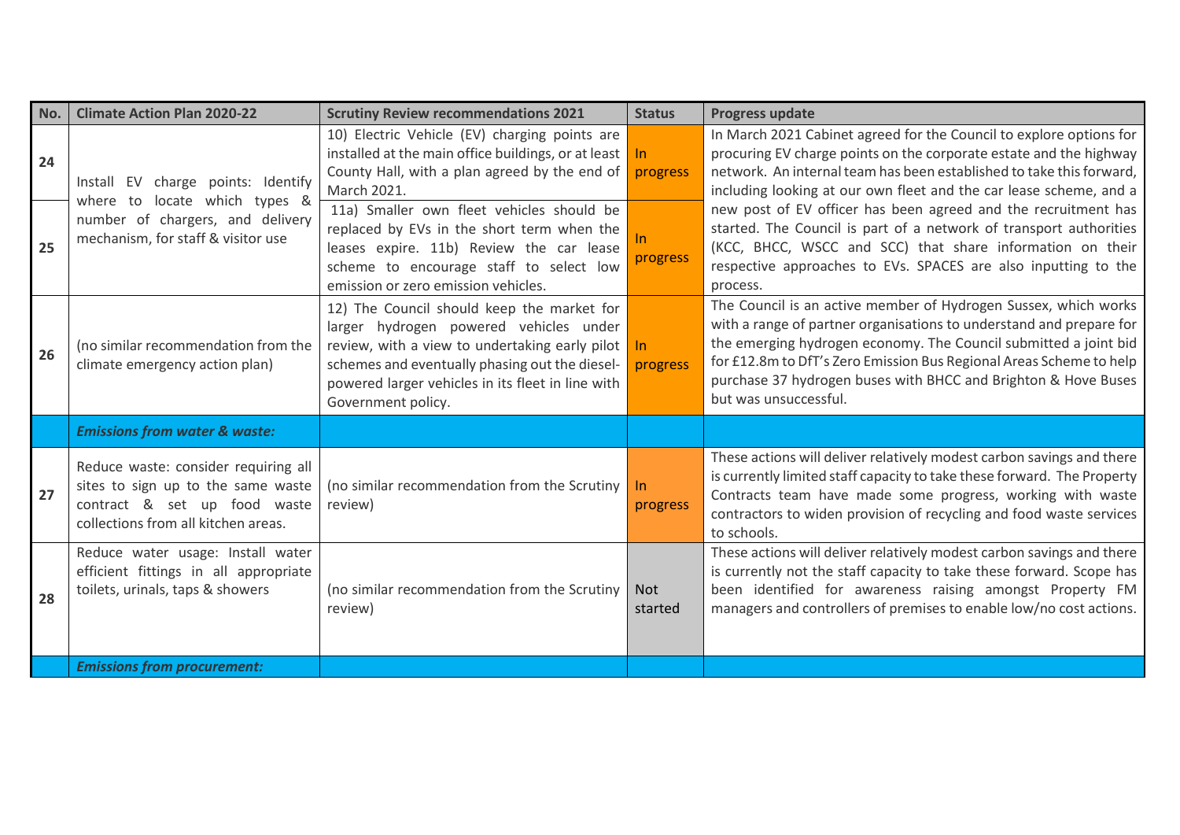| No. | Climate Action Plan 2020-22 | Scrutiny Review recommendations 2021 | Status | Progress update |
|---|---|---|---|---|
| 24 | Install EV charge points: Identify where to locate which types & number of chargers, and delivery mechanism, for staff & visitor use | 10) Electric Vehicle (EV) charging points are installed at the main office buildings, or at least County Hall, with a plan agreed by the end of March 2021. | In progress | In March 2021 Cabinet agreed for the Council to explore options for procuring EV charge points on the corporate estate and the highway network. An internal team has been established to take this forward, including looking at our own fleet and the car lease scheme, and a new post of EV officer has been agreed and the recruitment has started. The Council is part of a network of transport authorities (KCC, BHCC, WSCC and SCC) that share information on their respective approaches to EVs. SPACES are also inputting to the process. |
| 25 | | 11a) Smaller own fleet vehicles should be replaced by EVs in the short term when the leases expire. 11b) Review the car lease scheme to encourage staff to select low emission or zero emission vehicles. | In progress | |
| 26 | (no similar recommendation from the climate emergency action plan) | 12) The Council should keep the market for larger hydrogen powered vehicles under review, with a view to undertaking early pilot schemes and eventually phasing out the diesel-powered larger vehicles in its fleet in line with Government policy. | In progress | The Council is an active member of Hydrogen Sussex, which works with a range of partner organisations to understand and prepare for the emerging hydrogen economy. The Council submitted a joint bid for £12.8m to DfT's Zero Emission Bus Regional Areas Scheme to help purchase 37 hydrogen buses with BHCC and Brighton & Hove Buses but was unsuccessful. |
| | ***Emissions from water & waste:*** | | | |
| 27 | Reduce waste: consider requiring all sites to sign up to the same waste contract & set up food waste collections from all kitchen areas. | (no similar recommendation from the Scrutiny review) | In progress | These actions will deliver relatively modest carbon savings and there is currently limited staff capacity to take these forward. The Property Contracts team have made some progress, working with waste contractors to widen provision of recycling and food waste services to schools. |
| 28 | Reduce water usage: Install water efficient fittings in all appropriate toilets, urinals, taps & showers | (no similar recommendation from the Scrutiny review) | Not started | These actions will deliver relatively modest carbon savings and there is currently not the staff capacity to take these forward. Scope has been identified for awareness raising amongst Property FM managers and controllers of premises to enable low/no cost actions. |
| | ***Emissions from procurement:*** | | | |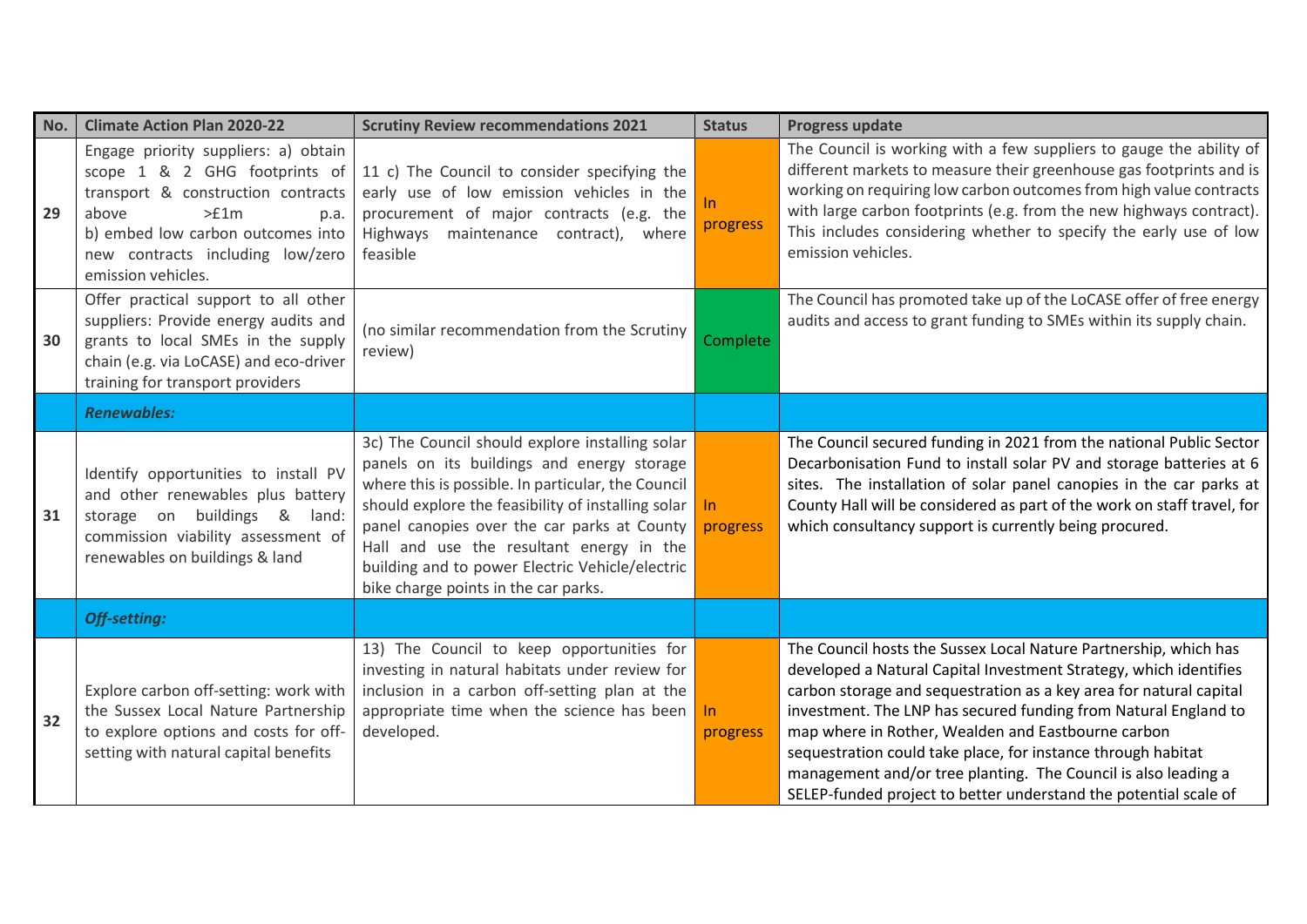| No. | Climate Action Plan 2020-22 | Scrutiny Review recommendations 2021 | Status | Progress update |
|---|---|---|---|---|
| 29 | Engage priority suppliers: a) obtain scope 1 & 2 GHG footprints of transport & construction contracts above >£1m p.a. b) embed low carbon outcomes into new contracts including low/zero emission vehicles. | 11 c) The Council to consider specifying the early use of low emission vehicles in the procurement of major contracts (e.g. the Highways maintenance contract), where feasible | In progress | The Council is working with a few suppliers to gauge the ability of different markets to measure their greenhouse gas footprints and is working on requiring low carbon outcomes from high value contracts with large carbon footprints (e.g. from the new highways contract). This includes considering whether to specify the early use of low emission vehicles. |
| 30 | Offer practical support to all other suppliers: Provide energy audits and grants to local SMEs in the supply chain (e.g. via LoCASE) and eco-driver training for transport providers | (no similar recommendation from the Scrutiny review) | Complete | The Council has promoted take up of the LoCASE offer of free energy audits and access to grant funding to SMEs within its supply chain. |
| | ***Renewables:*** | | | |
| 31 | Identify opportunities to install PV and other renewables plus battery storage on buildings & land: commission viability assessment of renewables on buildings & land | 3c) The Council should explore installing solar panels on its buildings and energy storage where this is possible. In particular, the Council should explore the feasibility of installing solar panel canopies over the car parks at County Hall and use the resultant energy in the building and to power Electric Vehicle/electric bike charge points in the car parks. | In progress | The Council secured funding in 2021 from the national Public Sector Decarbonisation Fund to install solar PV and storage batteries at 6 sites. The installation of solar panel canopies in the car parks at County Hall will be considered as part of the work on staff travel, for which consultancy support is currently being procured. |
| | ***Off-setting:*** | | | |
| 32 | Explore carbon off-setting: work with the Sussex Local Nature Partnership to explore options and costs for off-setting with natural capital benefits | 13) The Council to keep opportunities for investing in natural habitats under review for inclusion in a carbon off-setting plan at the appropriate time when the science has been developed. | In progress | The Council hosts the Sussex Local Nature Partnership, which has developed a Natural Capital Investment Strategy, which identifies carbon storage and sequestration as a key area for natural capital investment. The LNP has secured funding from Natural England to map where in Rother, Wealden and Eastbourne carbon sequestration could take place, for instance through habitat management and/or tree planting. The Council is also leading a SELEP-funded project to better understand the potential scale of |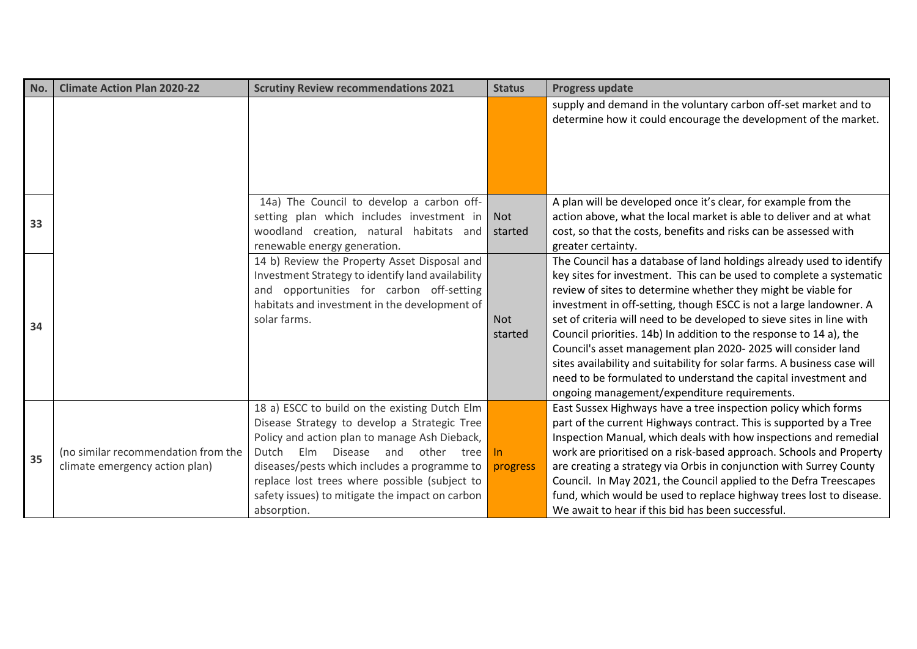| No. | Climate Action Plan 2020-22 | Scrutiny Review recommendations 2021 | Status | Progress update |
|---|---|---|---|---|
| | | | | supply and demand in the voluntary carbon off-set market and to determine how it could encourage the development of the market. |
| 33 | | 14a) The Council to develop a carbon off-setting plan which includes investment in woodland creation, natural habitats and renewable energy generation. | Not started | A plan will be developed once it's clear, for example from the action above, what the local market is able to deliver and at what cost, so that the costs, benefits and risks can be assessed with greater certainty. |
| 34 | | 14 b) Review the Property Asset Disposal and Investment Strategy to identify land availability and opportunities for carbon off-setting habitats and investment in the development of solar farms. | Not started | The Council has a database of land holdings already used to identify key sites for investment. This can be used to complete a systematic review of sites to determine whether they might be viable for investment in off-setting, though ESCC is not a large landowner. A set of criteria will need to be developed to sieve sites in line with Council priorities. 14b) In addition to the response to 14 a), the Council's asset management plan 2020- 2025 will consider land sites availability and suitability for solar farms. A business case will need to be formulated to understand the capital investment and ongoing management/expenditure requirements. |
| 35 | (no similar recommendation from the climate emergency action plan) | 18 a) ESCC to build on the existing Dutch Elm Disease Strategy to develop a Strategic Tree Policy and action plan to manage Ash Dieback, Dutch Elm Disease and other tree diseases/pests which includes a programme to replace lost trees where possible (subject to safety issues) to mitigate the impact on carbon absorption. | In progress | East Sussex Highways have a tree inspection policy which forms part of the current Highways contract. This is supported by a Tree Inspection Manual, which deals with how inspections and remedial work are prioritised on a risk-based approach. Schools and Property are creating a strategy via Orbis in conjunction with Surrey County Council. In May 2021, the Council applied to the Defra Treescapes fund, which would be used to replace highway trees lost to disease. We await to hear if this bid has been successful. |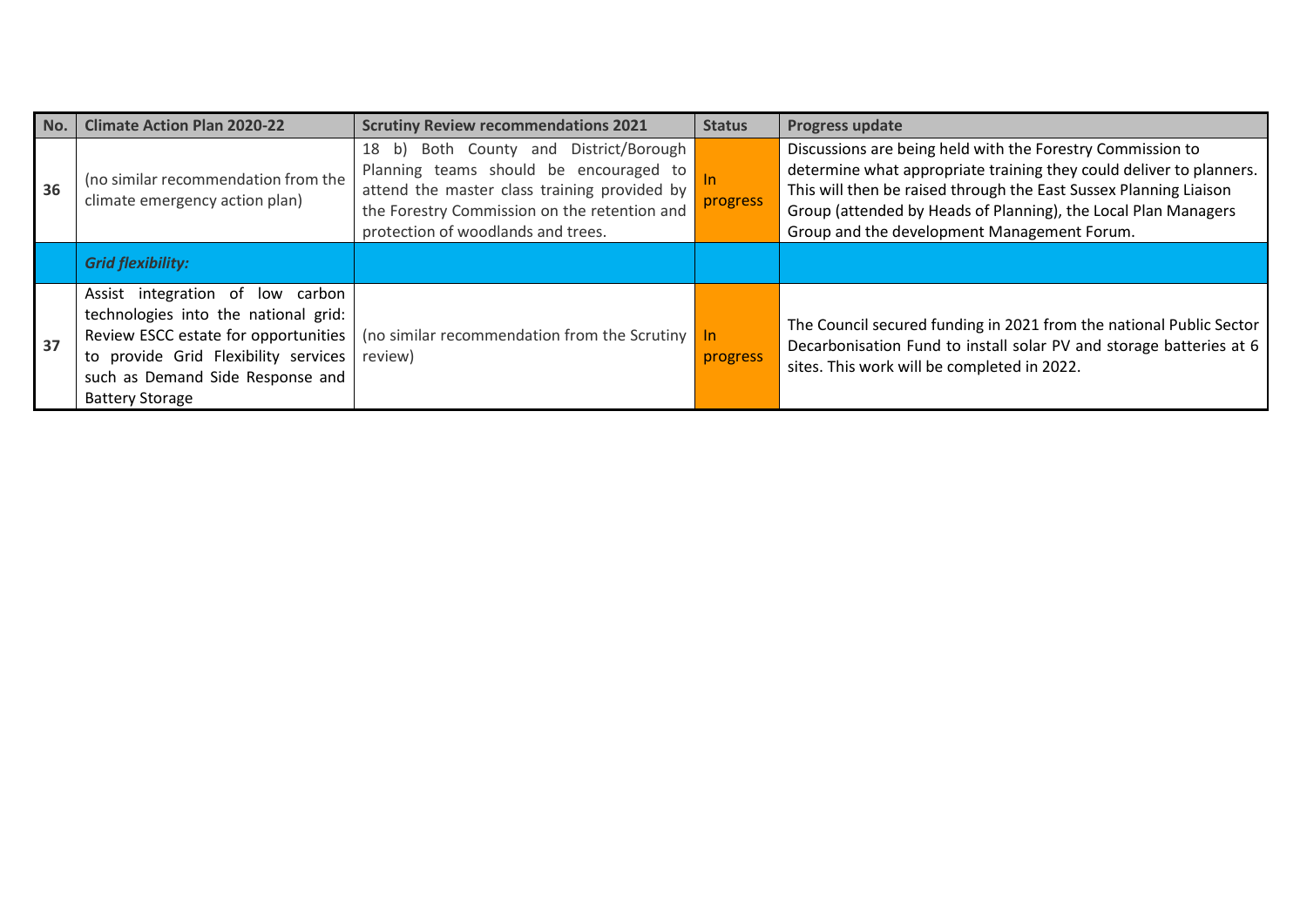| No. | Climate Action Plan 2020-22 | Scrutiny Review recommendations 2021 | Status | Progress update |
|---|---|---|---|---|
| 36 | (no similar recommendation from the climate emergency action plan) | 18 b) Both County and District/Borough Planning teams should be encouraged to attend the master class training provided by the Forestry Commission on the retention and protection of woodlands and trees. | In progress | Discussions are being held with the Forestry Commission to determine what appropriate training they could deliver to planners. This will then be raised through the East Sussex Planning Liaison Group (attended by Heads of Planning), the Local Plan Managers Group and the development Management Forum. |
| | ***Grid flexibility:*** | | | |
| 37 | Assist integration of low carbon technologies into the national grid: Review ESCC estate for opportunities to provide Grid Flexibility services such as Demand Side Response and Battery Storage | (no similar recommendation from the Scrutiny review) | In progress | The Council secured funding in 2021 from the national Public Sector Decarbonisation Fund to install solar PV and storage batteries at 6 sites. This work will be completed in 2022. |